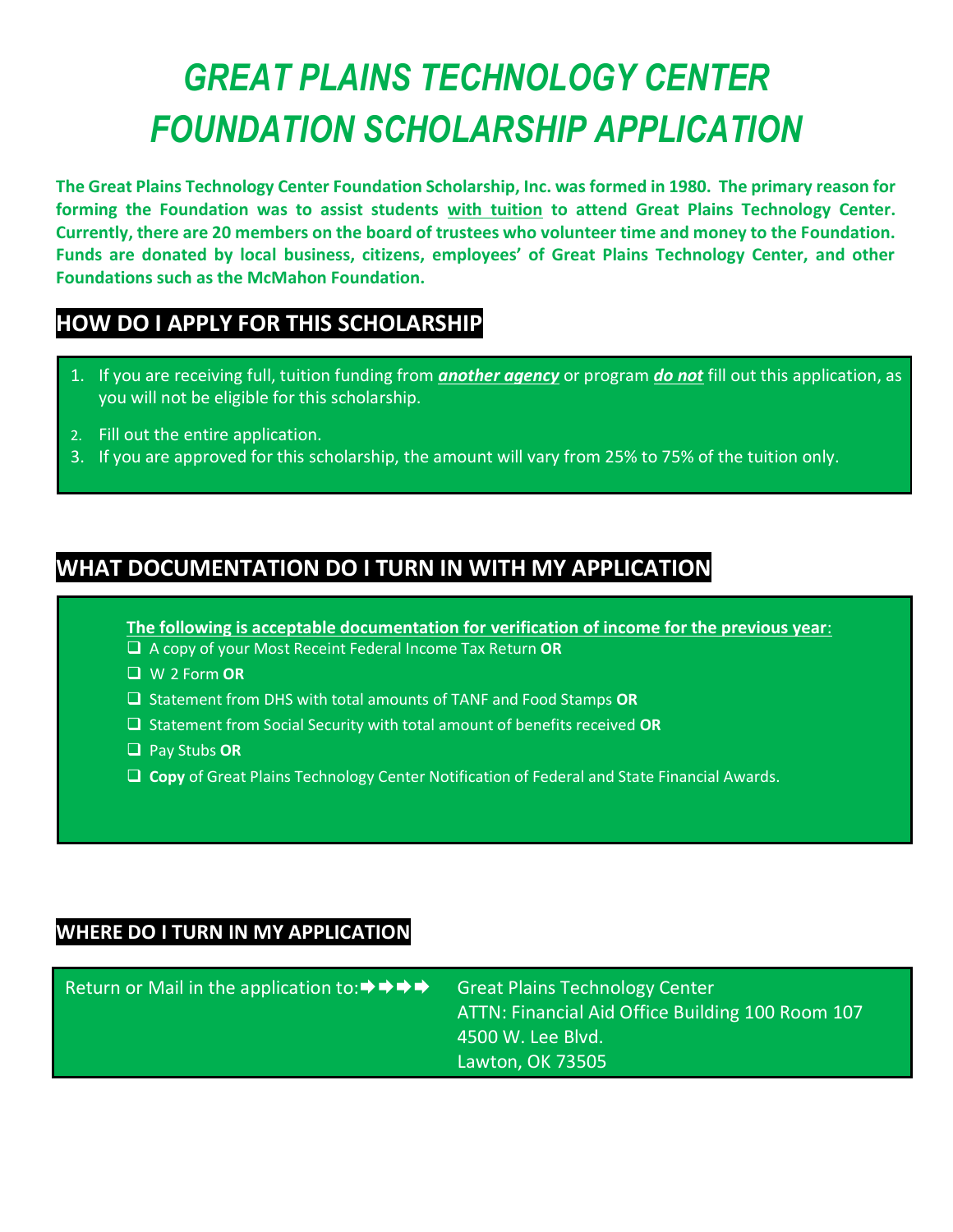# *GREAT PLAINS TECHNOLOGY CENTER FOUNDATION SCHOLARSHIP APPLICATION*

**The Great Plains Technology Center Foundation Scholarship, Inc. was formed in 1980. The primary reason for forming the Foundation was to assist students <u>with tuition</u> to attend Great Plains Technology Center. Currently, there are 20 members on the board of trustees who volunteer time and money to the Foundation. Funds are donated by local business, citizens, employees' of Great Plains Technology Center, and other Foundations such as the McMahon Foundation.**

## HOW DO I APPLY FOR THIS SCHOLARSHIP

1. If you are receiving full, tuition funding from ***<u>another agency</u>*** or program ***<u>do not</u>*** fill out this application, as you will not be eligible for this scholarship.
2. Fill out the entire application.
3. If you are approved for this scholarship, the amount will vary from 25% to 75% of the tuition only.

## WHAT DOCUMENTATION DO I TURN IN WITH MY APPLICATION

**<u>The following is acceptable documentation for verification of income for the previous year</u>**:

- ❑ A copy of your Most Receint Federal Income Tax Return **OR**
- ❑ W 2 Form **OR**
- ❑ Statement from DHS with total amounts of TANF and Food Stamps **OR**
- ❑ Statement from Social Security with total amount of benefits received **OR**
- ❑ Pay Stubs **OR**
- ❑ **Copy** of Great Plains Technology Center Notification of Federal and State Financial Awards.

## WHERE DO I TURN IN MY APPLICATION

Return or Mail in the application to:➡➡➡➡

Great Plains Technology Center
ATTN: Financial Aid Office Building 100 Room 107
4500 W. Lee Blvd.
Lawton, OK 73505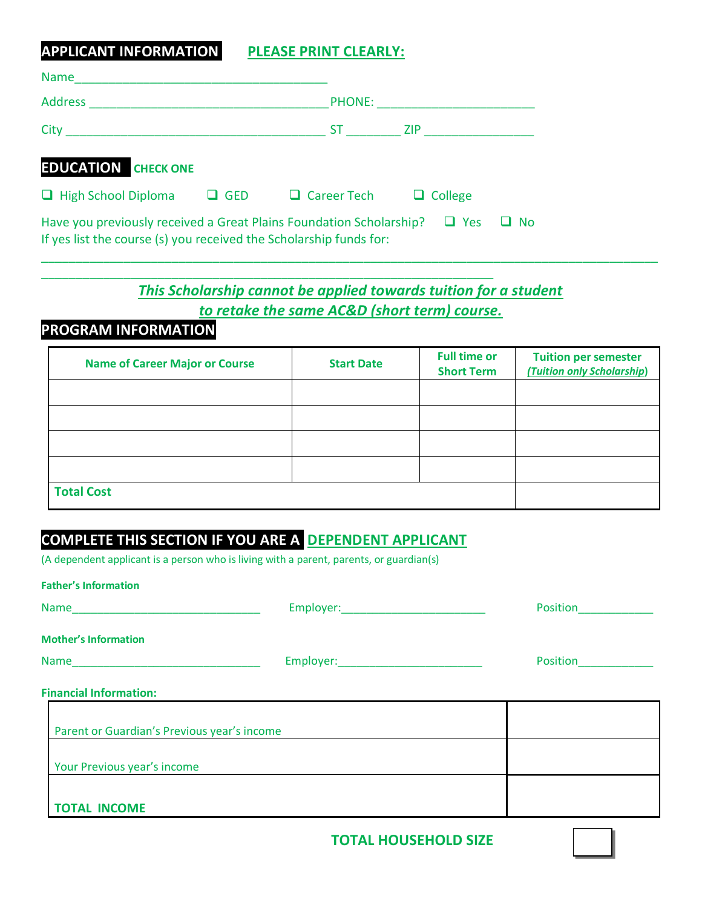## APPLICANT INFORMATION **PLEASE PRINT CLEARLY:**

Name______________________________________

Address ____________________________________ PHONE: _______________________

City _______________________________________ ST ________ ZIP ________________

## EDUCATION **CHECK ONE**

☐ High School Diploma ☐ GED ☐ Career Tech ☐ College

Have you previously received a Great Plains Foundation Scholarship? ☐ Yes ☐ No
If yes list the course (s) you received the Scholarship funds for:

____________________________________________________________________________________________

____________________________________________________________________

***This Scholarship cannot be applied towards tuition for a student to retake the same AC&D (short term) course.***

## PROGRAM INFORMATION

| Name of Career Major or Course | Start Date | Full time or Short Term | Tuition per semester *(Tuition only Scholarship)* |
|---|---|---|---|
| | | | |
| | | | |
| | | | |
| | | | |
| **Total Cost** | | | |

## COMPLETE THIS SECTION IF YOU ARE A DEPENDENT APPLICANT

(A dependent applicant is a person who is living with a parent, parents, or guardian(s)

**Father's Information**

Name______________________________ Employer:_______________________ Position____________

**Mother's Information**

Name______________________________ Employer:_______________________ Position____________

**Financial Information:**

| | |
|---|---|
| Parent or Guardian's Previous year's income | |
| Your Previous year's income | |
| **TOTAL INCOME** | |

**TOTAL HOUSEHOLD SIZE** ☐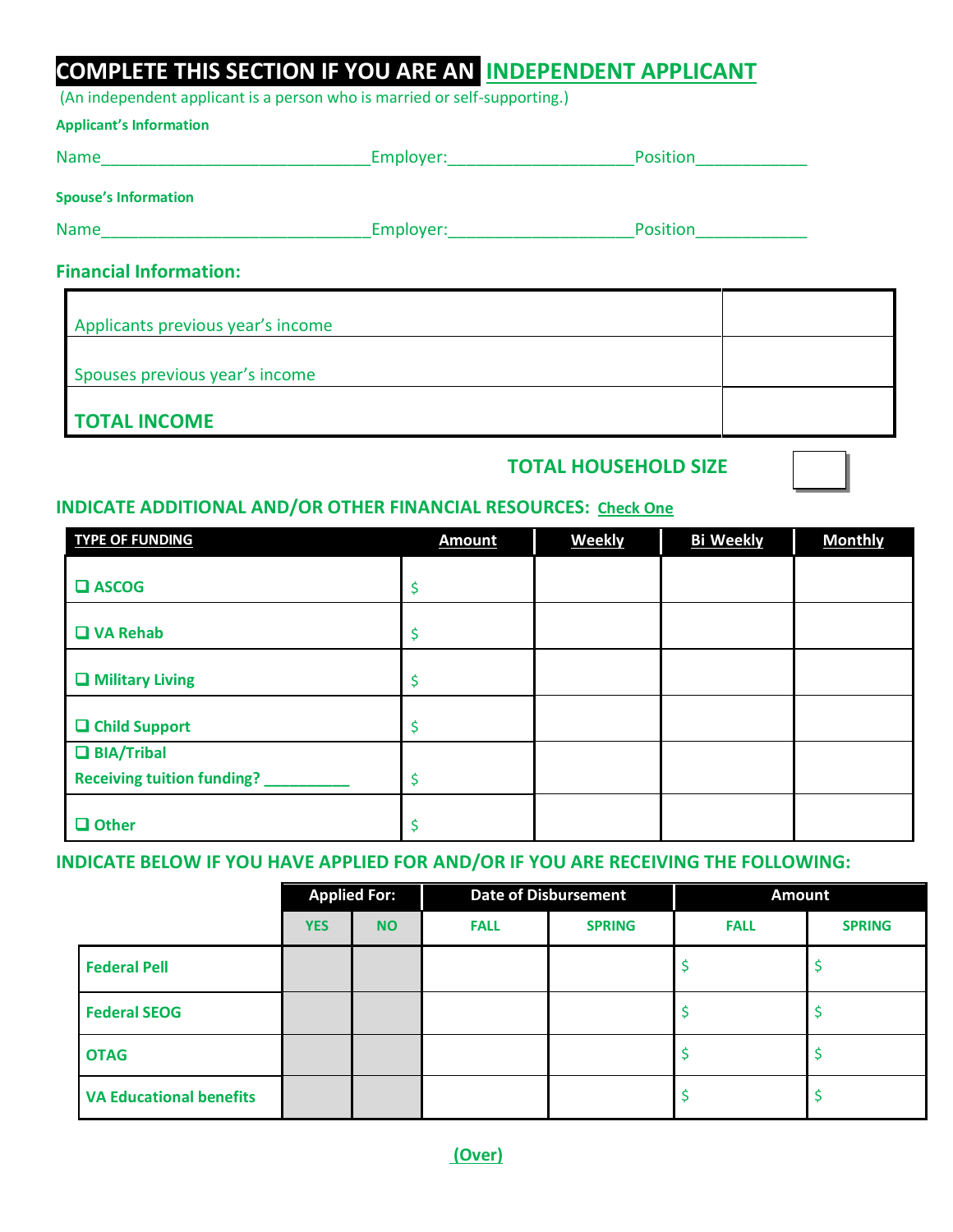## COMPLETE THIS SECTION IF YOU ARE AN INDEPENDENT APPLICANT

(An independent applicant is a person who is married or self-supporting.)

**Applicant's Information**

Name_____________________________Employer:___________________Position____________

**Spouse's Information**

Name_____________________________Employer:___________________Position____________

### Financial Information:

| | |
|---|---|
| Applicants previous year's income | |
| Spouses previous year's income | |
| **TOTAL INCOME** | |

**TOTAL HOUSEHOLD SIZE** [ ]

### INDICATE ADDITIONAL AND/OR OTHER FINANCIAL RESOURCES: Check One

| TYPE OF FUNDING | Amount | Weekly | Bi Weekly | Monthly |
|---|---|---|---|---|
| ❑ ASCOG | $ | | | |
| ❑ VA Rehab | $ | | | |
| ❑ Military Living | $ | | | |
| ❑ Child Support | $ | | | |
| ❑ BIA/Tribal Receiving tuition funding? __________ | $ | | | |
| ❑ Other | $ | | | |

### INDICATE BELOW IF YOU HAVE APPLIED FOR AND/OR IF YOU ARE RECEIVING THE FOLLOWING:

| | Applied For: | | Date of Disbursement | | Amount | |
|---|---|---|---|---|---|---|
| | YES | NO | FALL | SPRING | FALL | SPRING |
| **Federal Pell** | | | | | $ | $ |
| **Federal SEOG** | | | | | $ | $ |
| **OTAG** | | | | | $ | $ |
| **VA Educational benefits** | | | | | $ | $ |

(Over)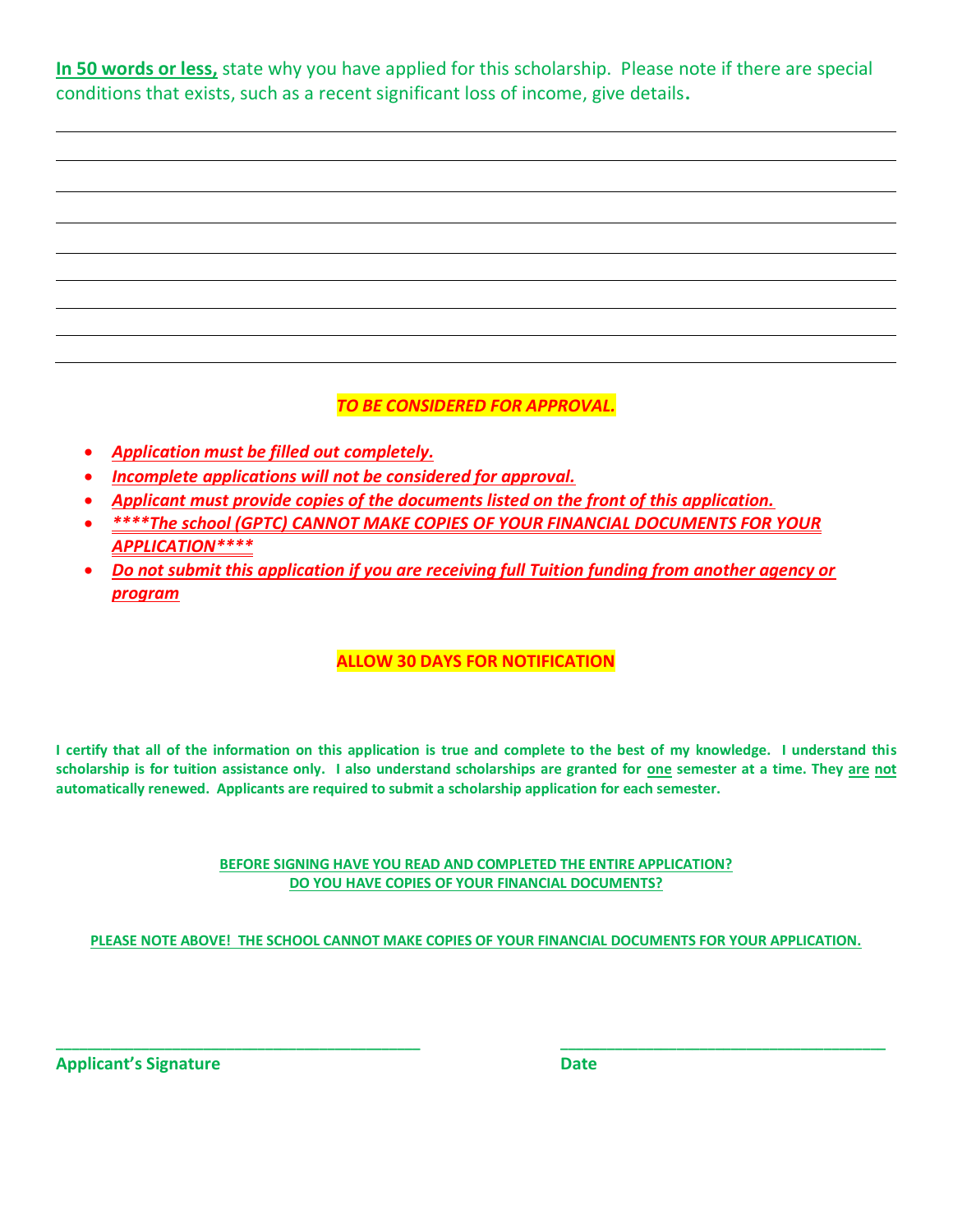**In 50 words or less,** state why you have applied for this scholarship. Please note if there are special conditions that exists, such as a recent significant loss of income, give details.

_______________________________________________

_______________________________________________

_______________________________________________

_______________________________________________

_______________________________________________

_______________________________________________

_______________________________________________

_______________________________________________

***TO BE CONSIDERED FOR APPROVAL.***

- ***Application must be filled out completely.***
- ***Incomplete applications will not be considered for approval.***
- ***Applicant must provide copies of the documents listed on the front of this application.***
- ***\*\*\*\*The school (GPTC) CANNOT MAKE COPIES OF YOUR FINANCIAL DOCUMENTS FOR YOUR APPLICATION\*\*\*\****
- ***Do not submit this application if you are receiving full Tuition funding from another agency or program***

**ALLOW 30 DAYS FOR NOTIFICATION**

**I certify that all of the information on this application is true and complete to the best of my knowledge. I understand this scholarship is for tuition assistance only. I also understand scholarships are granted for one semester at a time. They are not automatically renewed. Applicants are required to submit a scholarship application for each semester.**

**BEFORE SIGNING HAVE YOU READ AND COMPLETED THE ENTIRE APPLICATION?**
**DO YOU HAVE COPIES OF YOUR FINANCIAL DOCUMENTS?**

**PLEASE NOTE ABOVE! THE SCHOOL CANNOT MAKE COPIES OF YOUR FINANCIAL DOCUMENTS FOR YOUR APPLICATION.**

_______________________________________ _______________________________________

**Applicant's Signature** **Date**